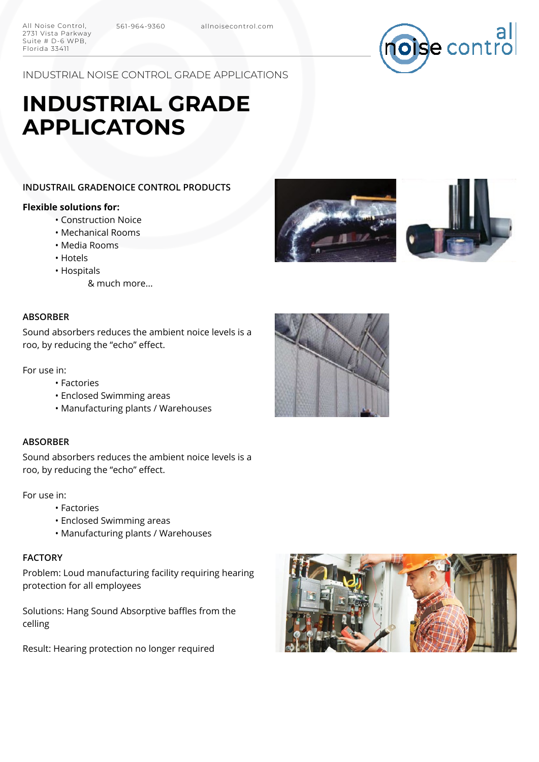All Noise Control,
2731 Vista Parkway
Suite # D-6 WPB,
Florida 33411

561-964-9360

allnoisecontrol.com

INDUSTRIAL NOISE CONTROL GRADE APPLICATIONS

# INDUSTRIAL GRADE APPLICATONS

### INDUSTRAIL GRADENOICE CONTROL PRODUCTS

**Flexible solutions for:**

- Construction Noice
- Mechanical Rooms
- Media Rooms
- Hotels
- Hospitals

& much more...

### ABSORBER

Sound absorbers reduces the ambient noice levels is a roo, by reducing the "echo" effect.

For use in:

- Factories
- Enclosed Swimming areas
- Manufacturing plants / Warehouses

### ABSORBER

Sound absorbers reduces the ambient noice levels is a roo, by reducing the "echo" effect.

For use in:

- Factories
- Enclosed Swimming areas
- Manufacturing plants / Warehouses

### FACTORY

Problem: Loud manufacturing facility requiring hearing protection for all employees

Solutions: Hang Sound Absorptive baffles from the celling

Result: Hearing protection no longer required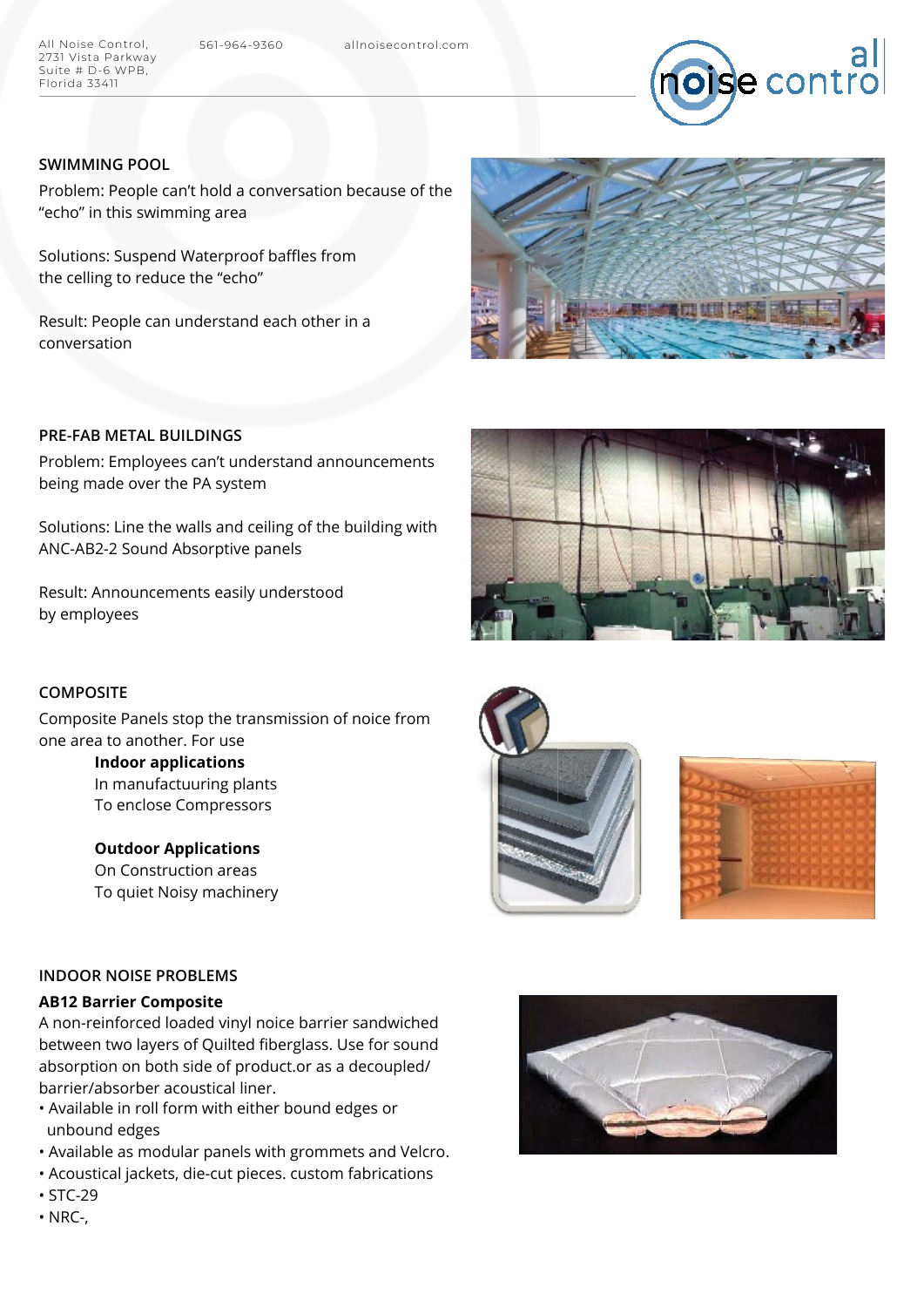## SWIMMING POOL

Problem: People can't hold a conversation because of the "echo" in this swimming area

Solutions: Suspend Waterproof baffles from the celling to reduce the "echo"

Result: People can understand each other in a conversation

## PRE-FAB METAL BUILDINGS

Problem: Employees can't understand announcements being made over the PA system

Solutions: Line the walls and ceiling of the building with ANC-AB2-2 Sound Absorptive panels

Result: Announcements easily understood by employees

## COMPOSITE

Composite Panels stop the transmission of noice from one area to another. For use

**Indoor applications**
In manufactuuring plants
To enclose Compressors

**Outdoor Applications**
On Construction areas
To quiet Noisy machinery

## INDOOR NOISE PROBLEMS

**AB12 Barrier Composite**

A non-reinforced loaded vinyl noice barrier sandwiched between two layers of Quilted fiberglass. Use for sound absorption on both side of product.or as a decoupled/ barrier/absorber acoustical liner.

- Available in roll form with either bound edges or unbound edges
- Available as modular panels with grommets and Velcro.
- Acoustical jackets, die-cut pieces. custom fabrications
- STC-29
- NRC-,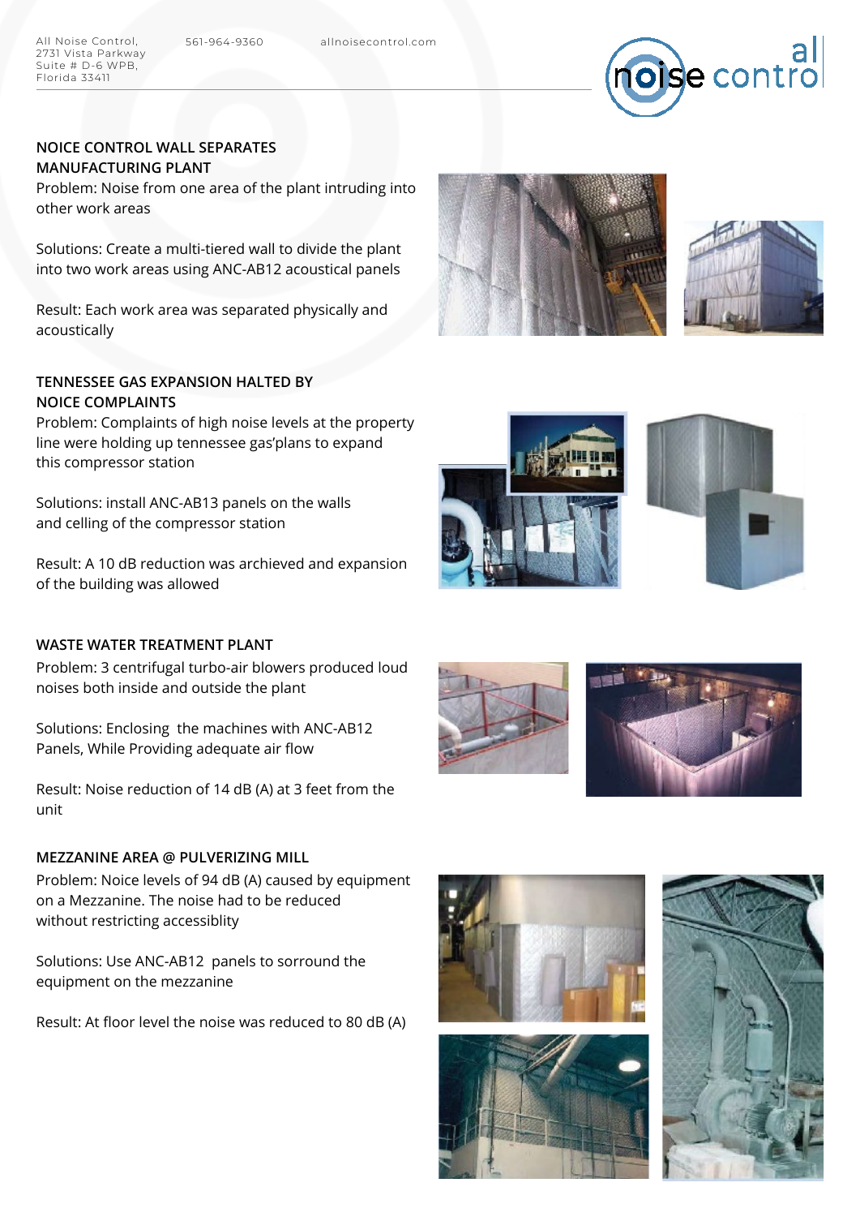### NOICE CONTROL WALL SEPARATES MANUFACTURING PLANT

Problem: Noise from one area of the plant intruding into other work areas

Solutions: Create a multi-tiered wall to divide the plant into two work areas using ANC-AB12 acoustical panels

Result: Each work area was separated physically and acoustically

### TENNESSEE GAS EXPANSION HALTED BY NOICE COMPLAINTS

Problem: Complaints of high noise levels at the property line were holding up tennessee gas'plans to expand this compressor station

Solutions: install ANC-AB13 panels on the walls and celling of the compressor station

Result: A 10 dB reduction was archieved and expansion of the building was allowed

### WASTE WATER TREATMENT PLANT

Problem: 3 centrifugal turbo-air blowers produced loud noises both inside and outside the plant

Solutions: Enclosing the machines with ANC-AB12 Panels, While Providing adequate air flow

Result: Noise reduction of 14 dB (A) at 3 feet from the unit

### MEZZANINE AREA @ PULVERIZING MILL

Problem: Noice levels of 94 dB (A) caused by equipment on a Mezzanine. The noise had to be reduced without restricting accessiblity

Solutions: Use ANC-AB12 panels to sorround the equipment on the mezzanine

Result: At floor level the noise was reduced to 80 dB (A)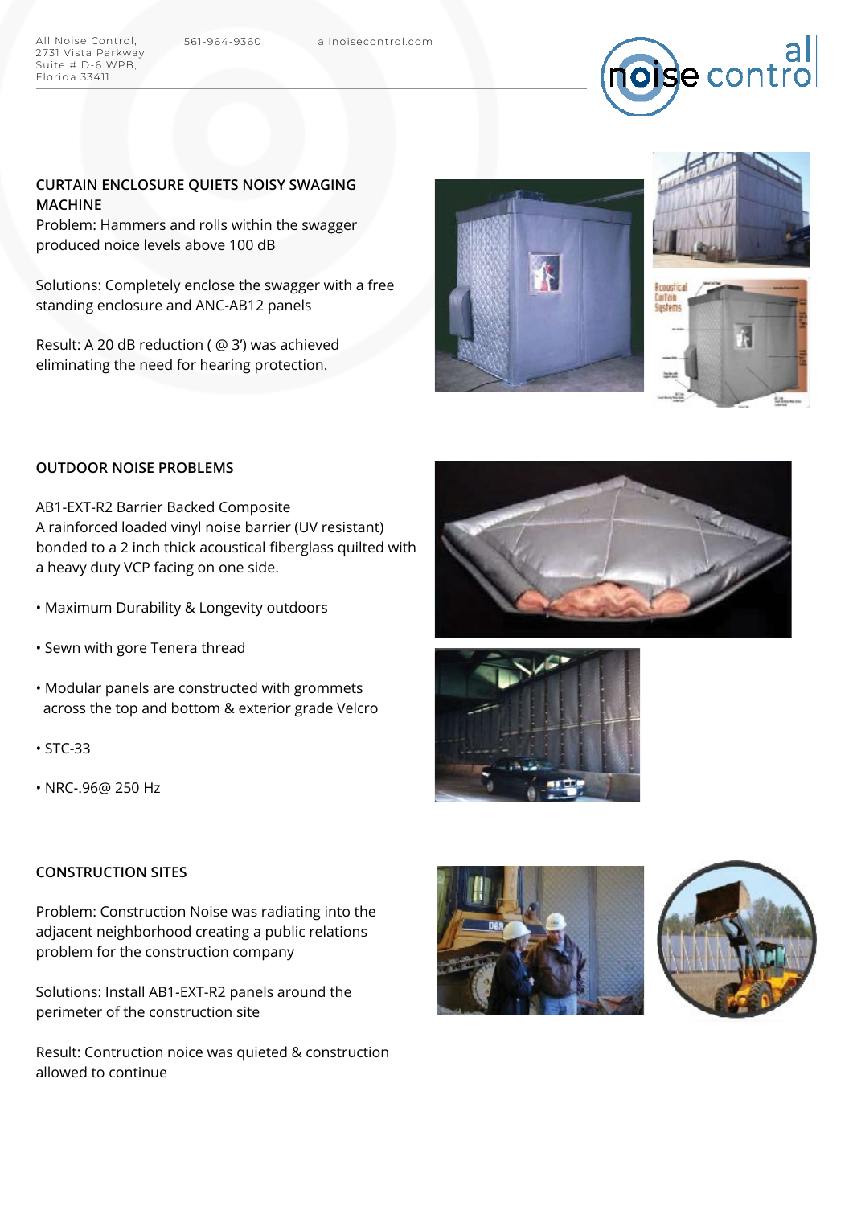## CURTAIN ENCLOSURE QUIETS NOISY SWAGING MACHINE

Problem: Hammers and rolls within the swagger produced noice levels above 100 dB

Solutions: Completely enclose the swagger with a free standing enclosure and ANC-AB12 panels

Result: A 20 dB reduction ( @ 3') was achieved eliminating the need for hearing protection.

## OUTDOOR NOISE PROBLEMS

AB1-EXT-R2 Barrier Backed Composite
A rainforced loaded vinyl noise barrier (UV resistant) bonded to a 2 inch thick acoustical fiberglass quilted with a heavy duty VCP facing on one side.

- Maximum Durability & Longevity outdoors
- Sewn with gore Tenera thread
- Modular panels are constructed with grommets across the top and bottom & exterior grade Velcro
- STC-33
- NRC-.96@ 250 Hz

## CONSTRUCTION SITES

Problem: Construction Noise was radiating into the adjacent neighborhood creating a public relations problem for the construction company

Solutions: Install AB1-EXT-R2 panels around the perimeter of the construction site

Result: Contruction noice was quieted & construction allowed to continue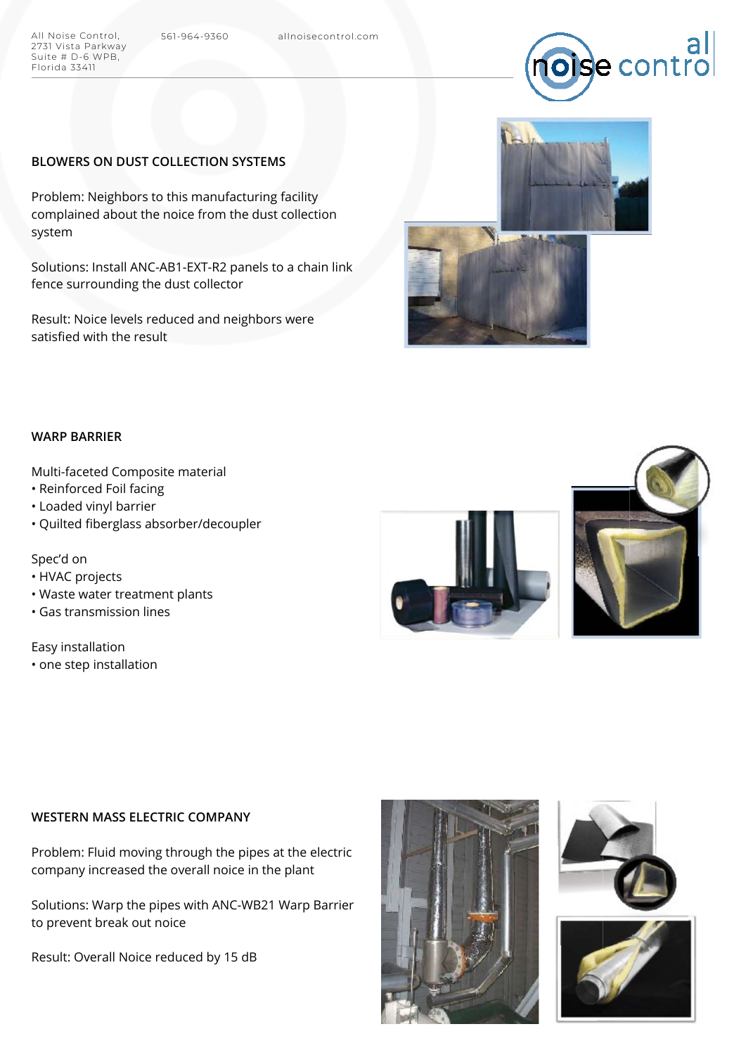## BLOWERS ON DUST COLLECTION SYSTEMS

Problem: Neighbors to this manufacturing facility complained about the noice from the dust collection system

Solutions: Install ANC-AB1-EXT-R2 panels to a chain link fence surrounding the dust collector

Result: Noice levels reduced and neighbors were satisfied with the result

## WARP BARRIER

Multi-faceted Composite material

- Reinforced Foil facing
- Loaded vinyl barrier
- Quilted fiberglass absorber/decoupler

Spec'd on

- HVAC projects
- Waste water treatment plants
- Gas transmission lines

Easy installation

- one step installation

## WESTERN MASS ELECTRIC COMPANY

Problem: Fluid moving through the pipes at the electric company increased the overall noice in the plant

Solutions: Warp the pipes with ANC-WB21 Warp Barrier to prevent break out noice

Result: Overall Noice reduced by 15 dB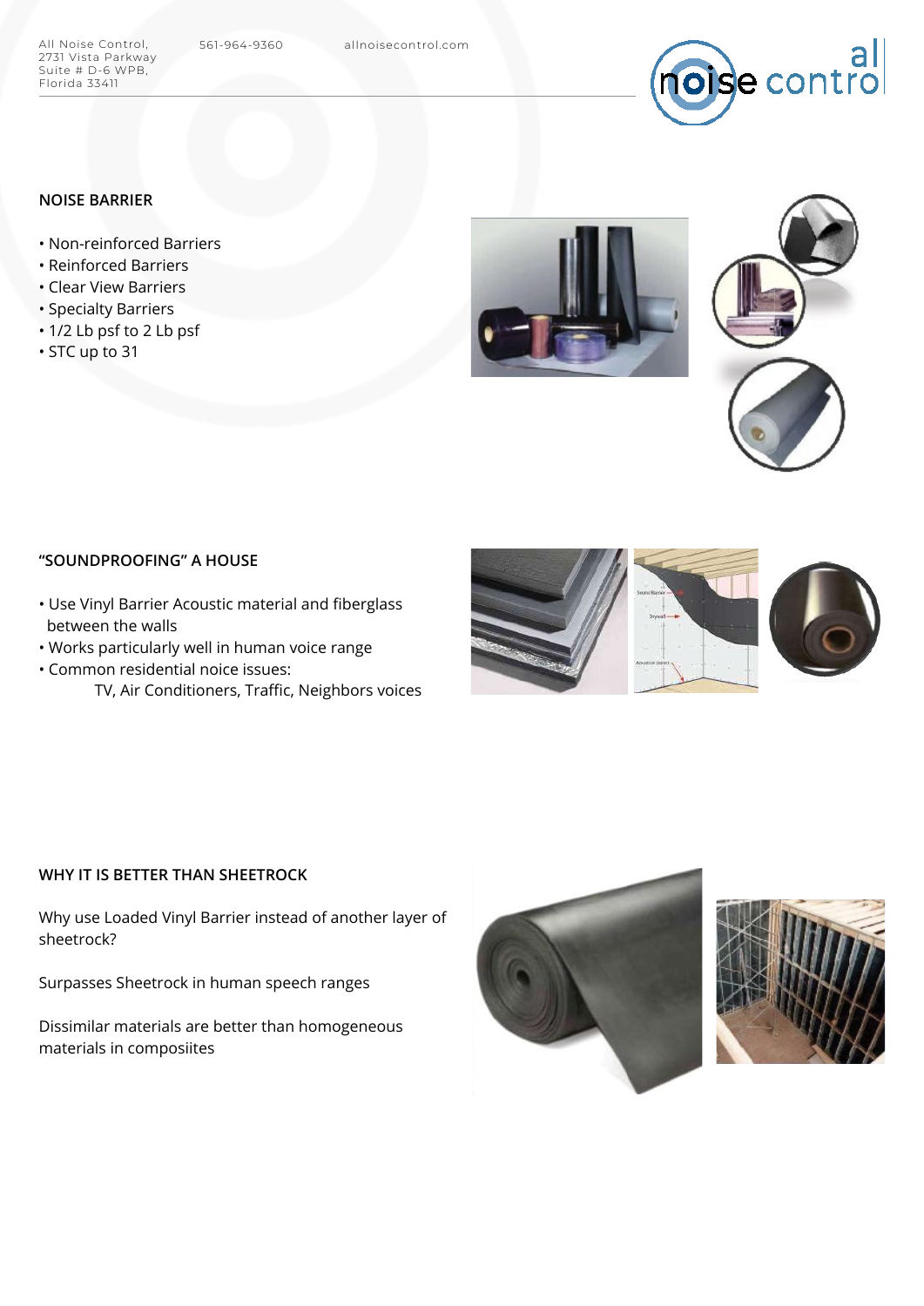## NOISE BARRIER

- Non-reinforced Barriers
- Reinforced Barriers
- Clear View Barriers
- Specialty Barriers
- 1/2 Lb psf to 2 Lb psf
- STC up to 31

## "SOUNDPROOFING" A HOUSE

- Use Vinyl Barrier Acoustic material and fiberglass between the walls
- Works particularly well in human voice range
- Common residential noice issues:
  TV, Air Conditioners, Traffic, Neighbors voices

## WHY IT IS BETTER THAN SHEETROCK

Why use Loaded Vinyl Barrier instead of another layer of sheetrock?

Surpasses Sheetrock in human speech ranges

Dissimilar materials are better than homogeneous materials in composiites